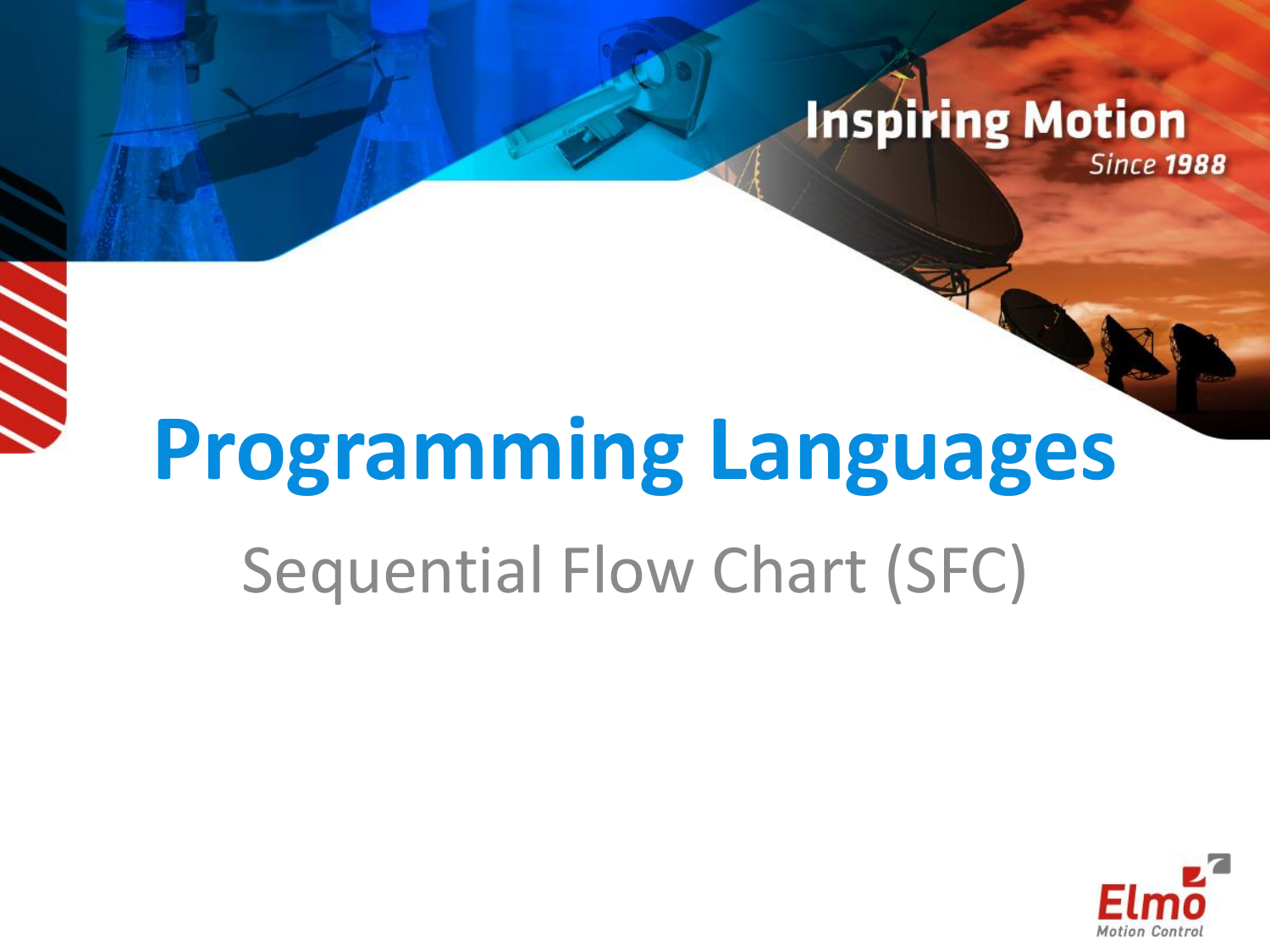# Programming Languages

## Sequential Flow Chart (SFC)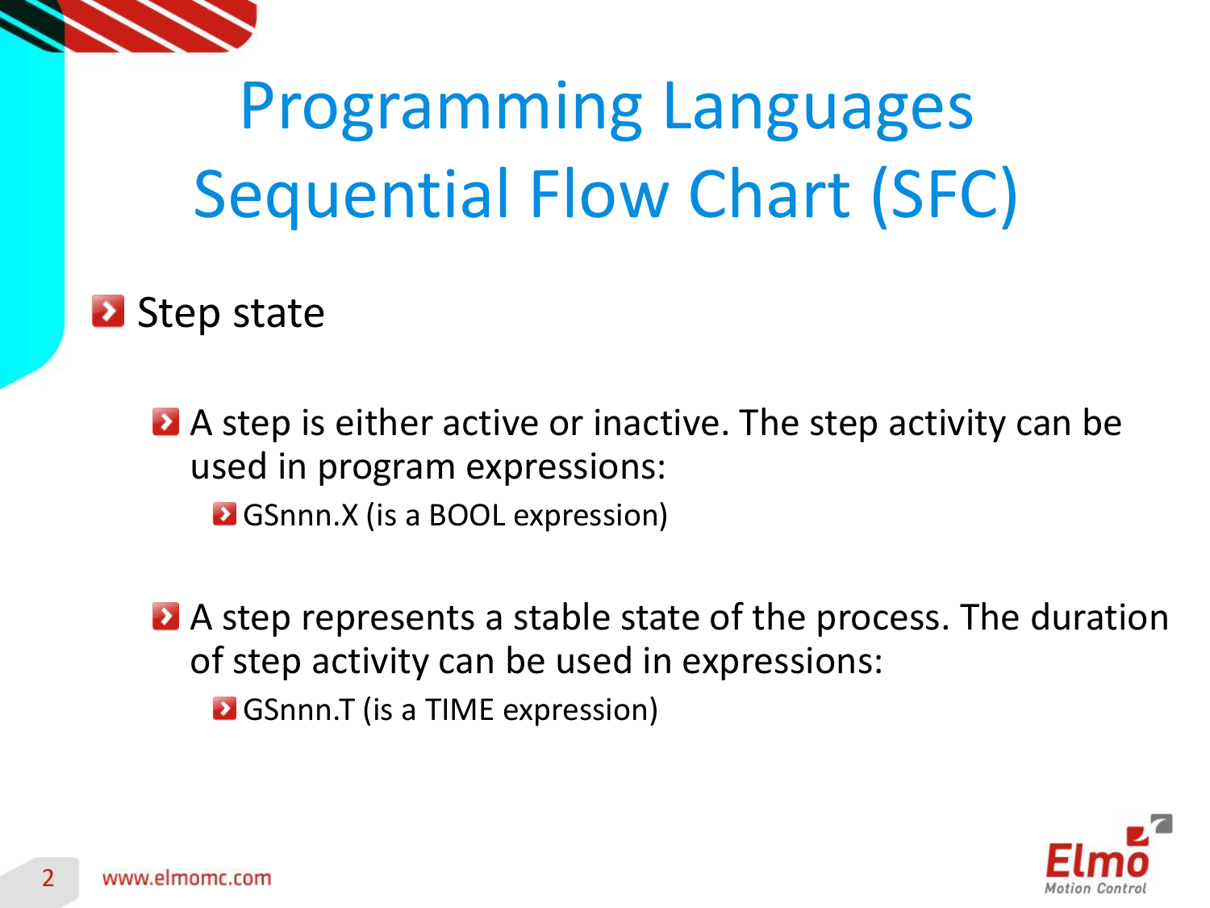# Programming Languages
# Sequential Flow Chart (SFC)

- Step state
  - A step is either active or inactive. The step activity can be used in program expressions:
    - GSnnn.X (is a BOOL expression)
  - A step represents a stable state of the process. The duration of step activity can be used in expressions:
    - GSnnn.T (is a TIME expression)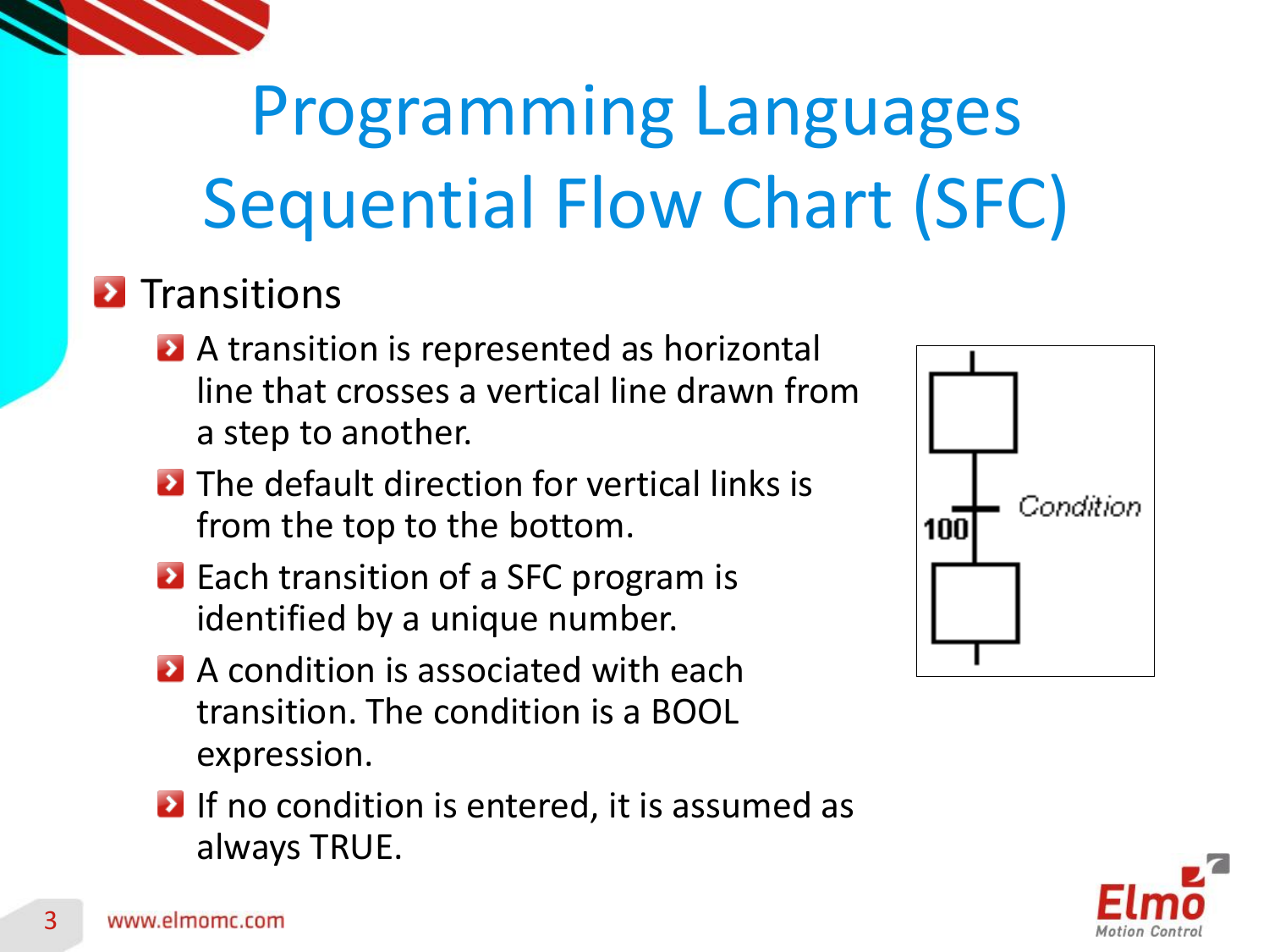# Programming Languages Sequential Flow Chart (SFC)

- Transitions
  - A transition is represented as horizontal line that crosses a vertical line drawn from a step to another.
  - The default direction for vertical links is from the top to the bottom.
  - Each transition of a SFC program is identified by a unique number.
  - A condition is associated with each transition. The condition is a BOOL expression.
  - If no condition is entered, it is assumed as always TRUE.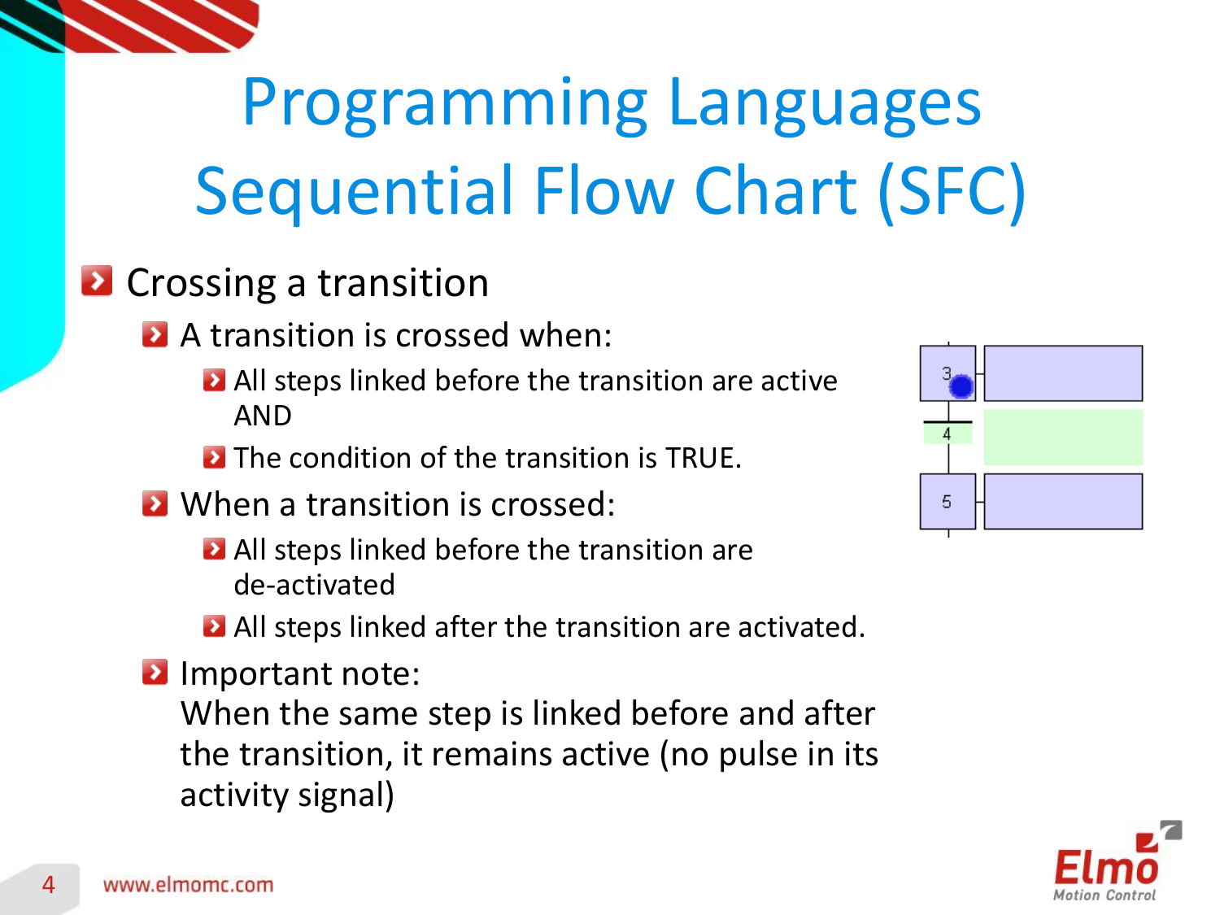# Programming Languages Sequential Flow Chart (SFC)

- Crossing a transition
  - A transition is crossed when:
    - All steps linked before the transition are active AND
    - The condition of the transition is TRUE.
  - When a transition is crossed:
    - All steps linked before the transition are de-activated
    - All steps linked after the transition are activated.
  - Important note:
    When the same step is linked before and after the transition, it remains active (no pulse in its activity signal)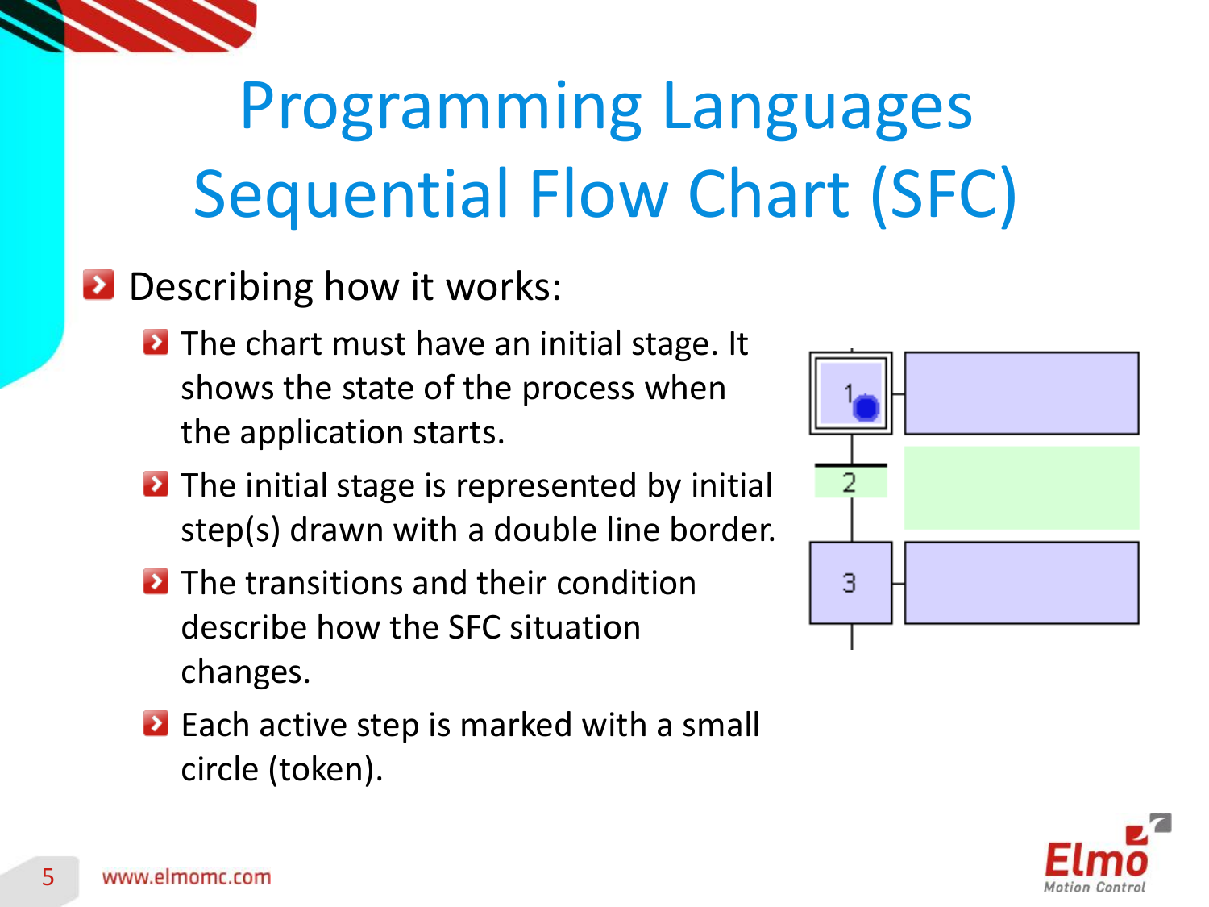# Programming Languages Sequential Flow Chart (SFC)

- Describing how it works:
  - The chart must have an initial stage. It shows the state of the process when the application starts.
  - The initial stage is represented by initial step(s) drawn with a double line border.
  - The transitions and their condition describe how the SFC situation changes.
  - Each active step is marked with a small circle (token).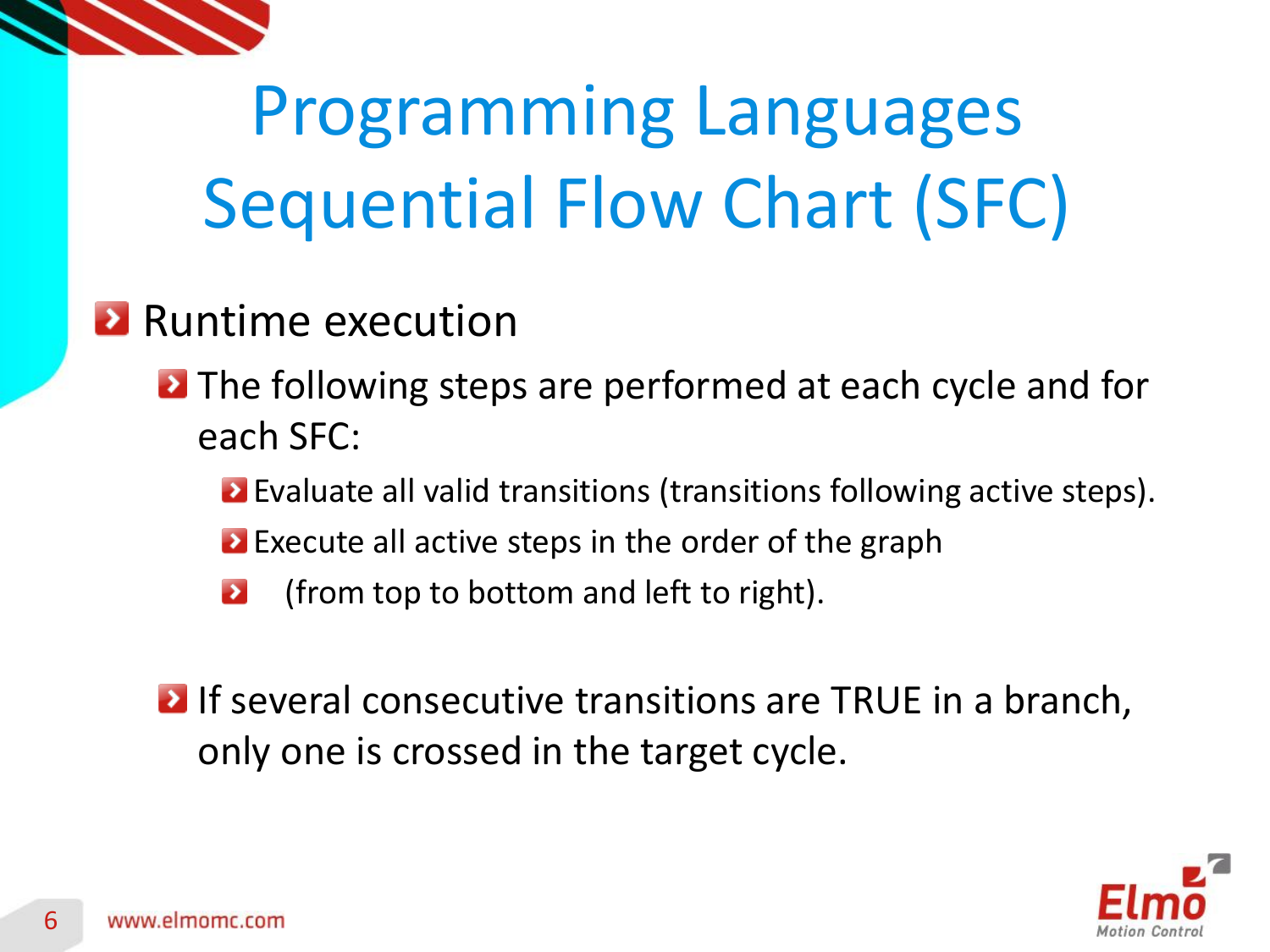# Programming Languages Sequential Flow Chart (SFC)

- Runtime execution
  - The following steps are performed at each cycle and for each SFC:
    - Evaluate all valid transitions (transitions following active steps).
    - Execute all active steps in the order of the graph
    - (from top to bottom and left to right).
  - If several consecutive transitions are TRUE in a branch, only one is crossed in the target cycle.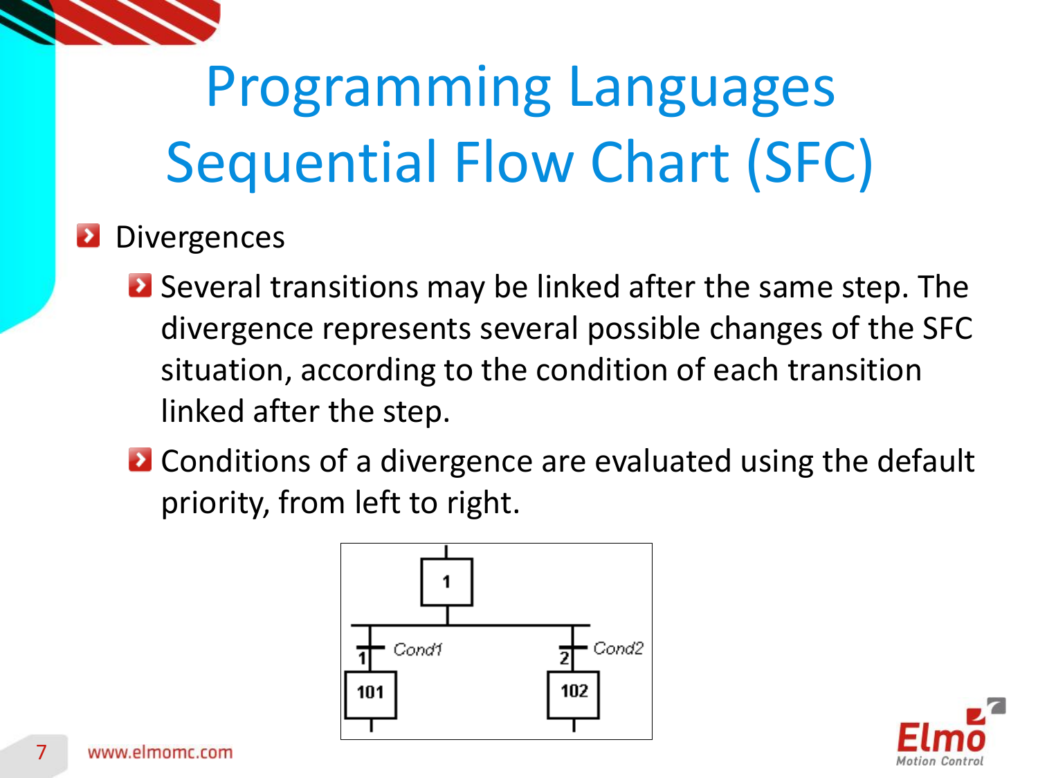# Programming Languages Sequential Flow Chart (SFC)

- Divergences
  - Several transitions may be linked after the same step. The divergence represents several possible changes of the SFC situation, according to the condition of each transition linked after the step.
  - Conditions of a divergence are evaluated using the default priority, from left to right.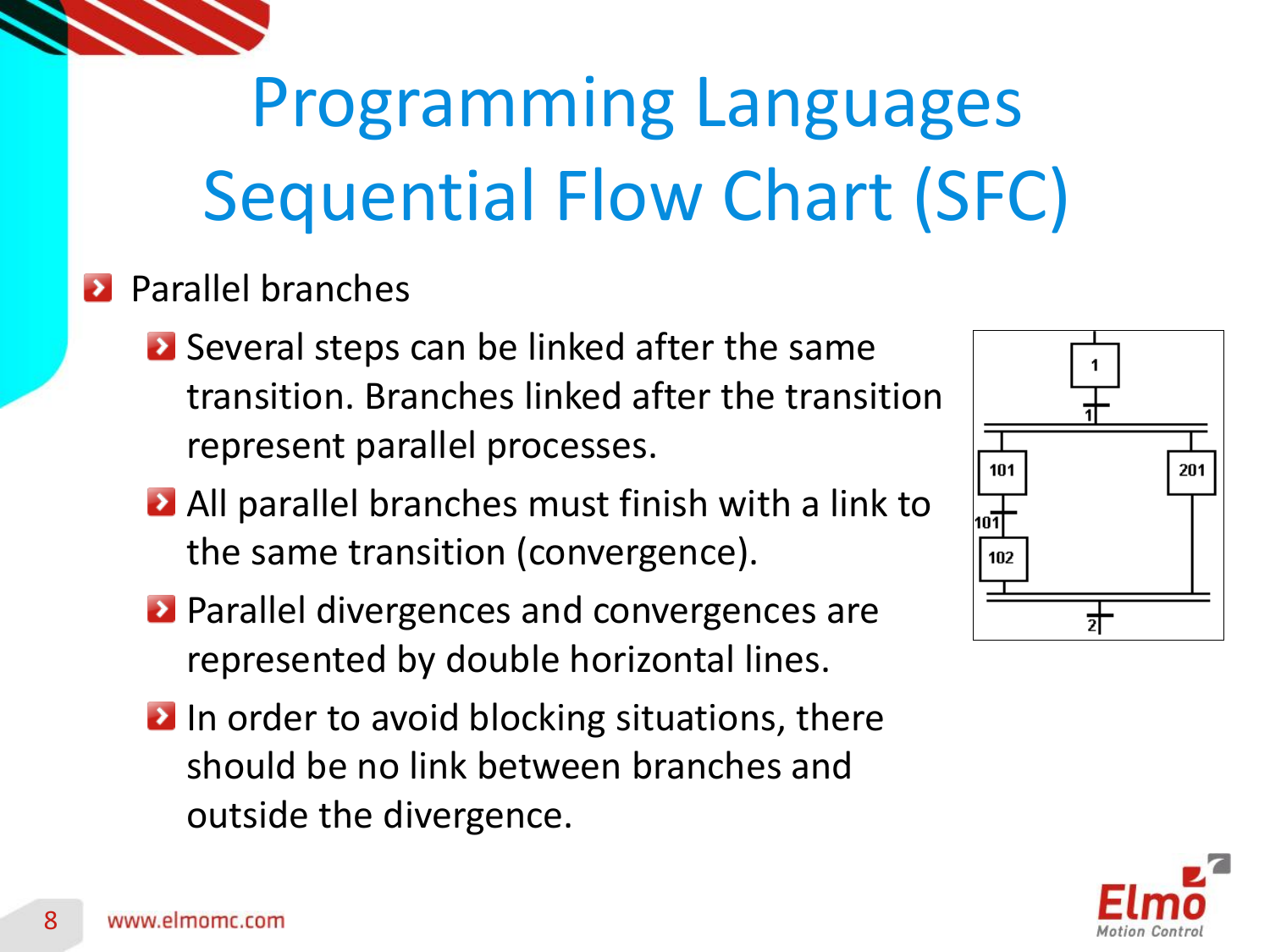# Programming Languages Sequential Flow Chart (SFC)

- Parallel branches
  - Several steps can be linked after the same transition. Branches linked after the transition represent parallel processes.
  - All parallel branches must finish with a link to the same transition (convergence).
  - Parallel divergences and convergences are represented by double horizontal lines.
  - In order to avoid blocking situations, there should be no link between branches and outside the divergence.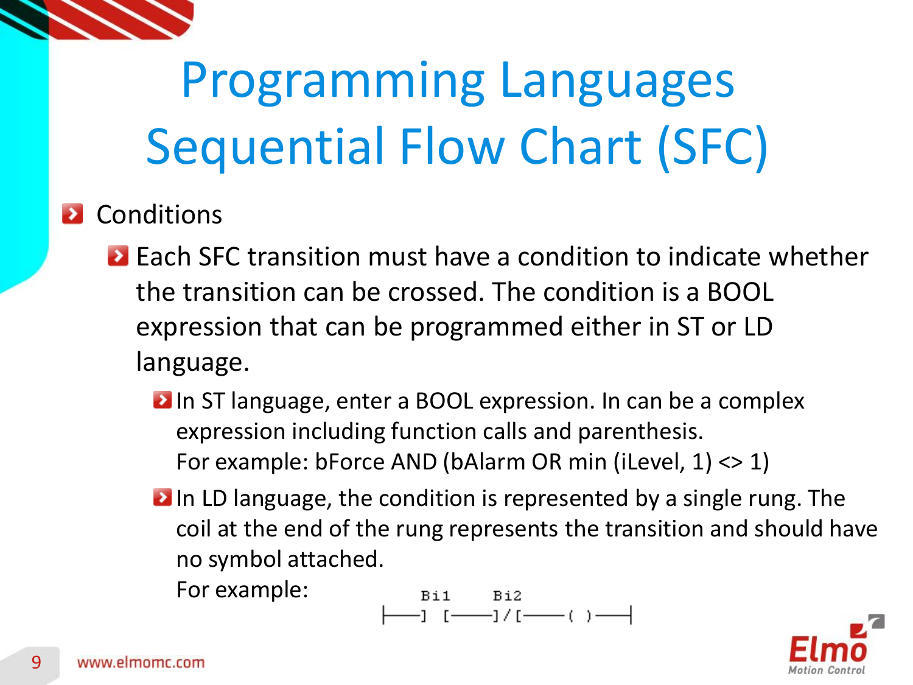# Programming Languages
# Sequential Flow Chart (SFC)

- Conditions
  - Each SFC transition must have a condition to indicate whether the transition can be crossed. The condition is a BOOL expression that can be programmed either in ST or LD language.
    - In ST language, enter a BOOL expression. In can be a complex expression including function calls and parenthesis.
      For example: bForce AND (bAlarm OR min (iLevel, 1) <> 1)
    - In LD language, the condition is represented by a single rung. The coil at the end of the rung represents the transition and should have no symbol attached.
      For example:

```
      Bi1      Bi2
|----] [------]/[-----( )----|
```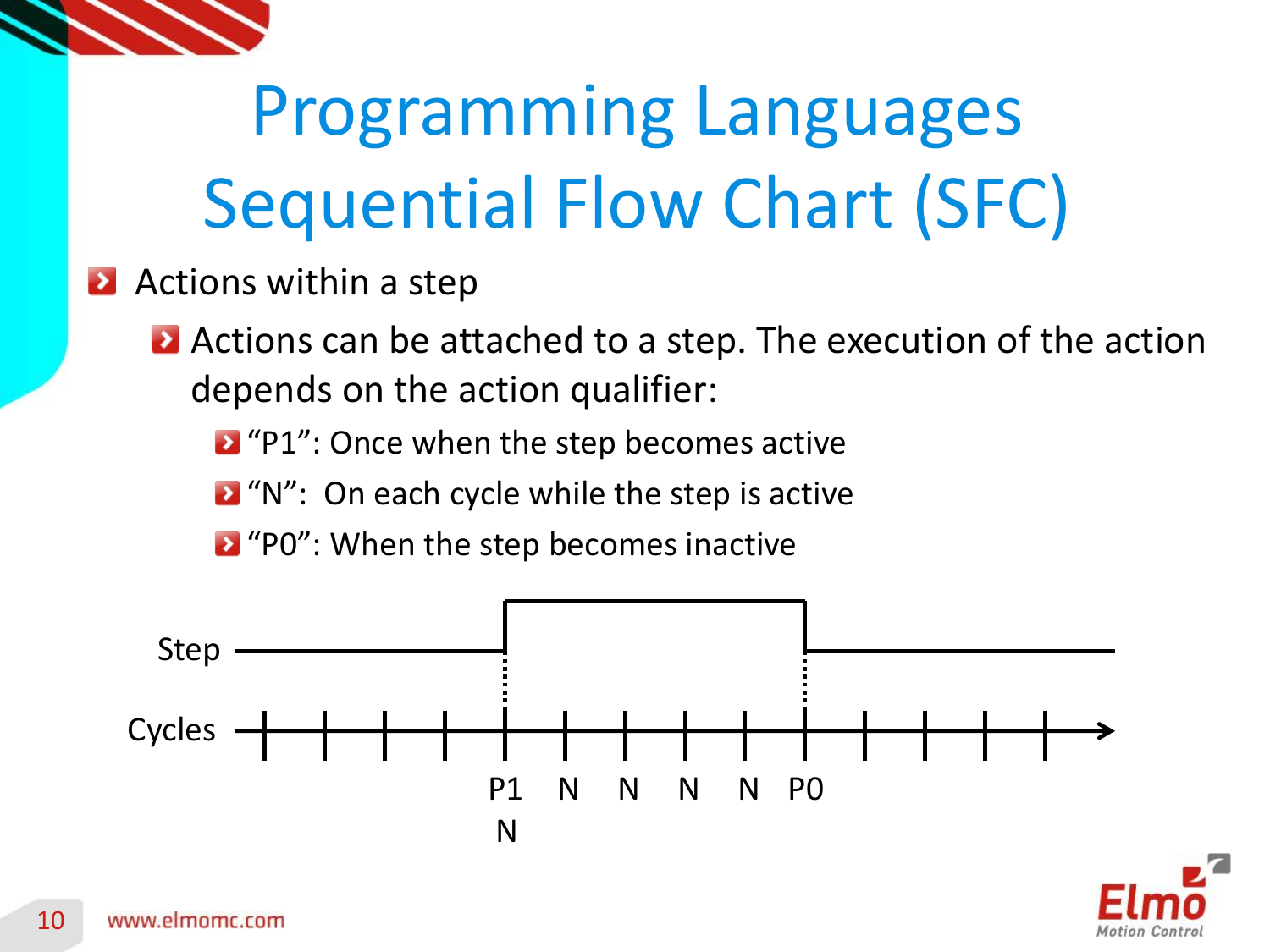# Programming Languages Sequential Flow Chart (SFC)

- Actions within a step
  - Actions can be attached to a step. The execution of the action depends on the action qualifier:
    - "P1": Once when the step becomes active
    - "N": On each cycle while the step is active
    - "P0": When the step becomes inactive

Step

Cycles

P1 N N N N N P0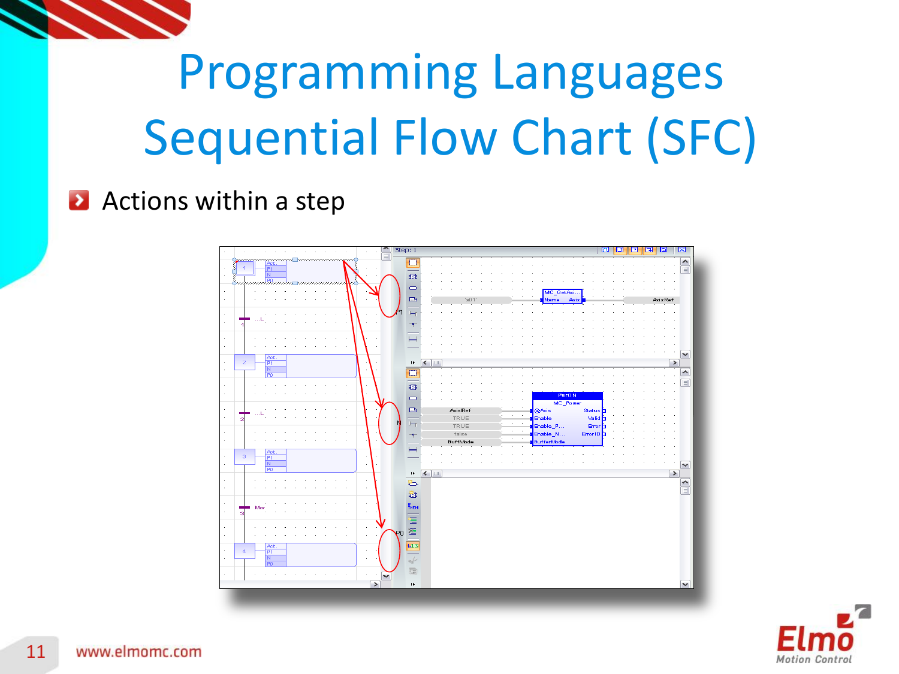# Programming Languages
# Sequential Flow Chart (SFC)

- Actions within a step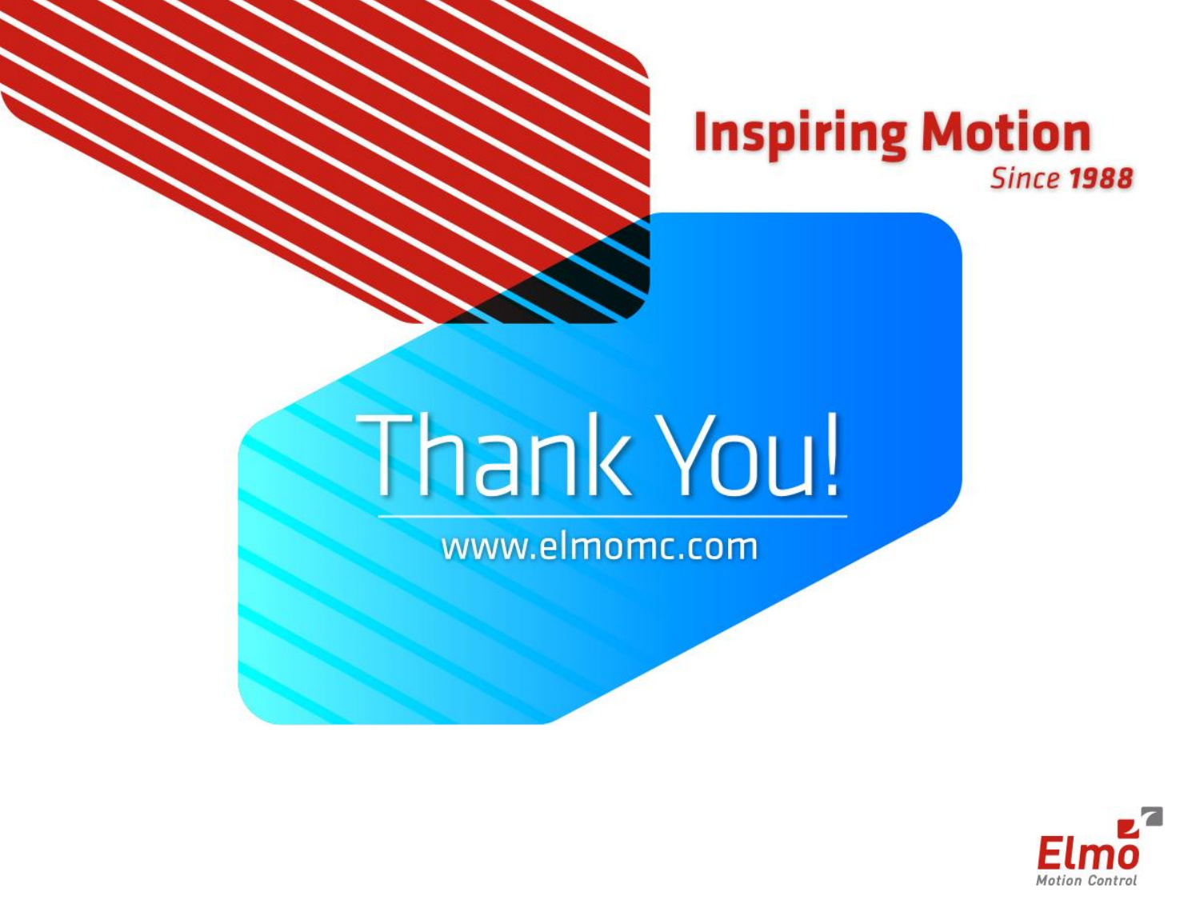**Inspiring Motion**
*Since* ***1988***

# Thank You!

www.elmomc.com

Elmo
Motion Control